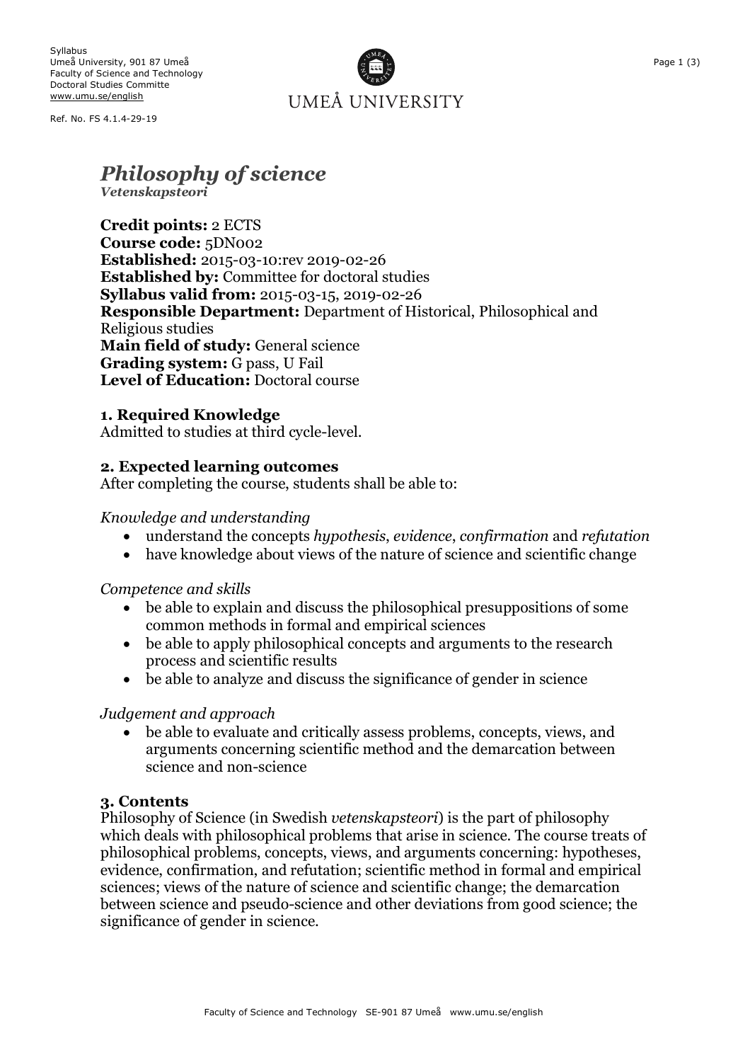Syllabus
Umeå University, 901 87 Umeå
Faculty of Science and Technology
Doctoral Studies Committe
www.umu.se/english

Ref. No. FS 4.1.4-29-19

UMEÅ UNIVERSITY

# *Philosophy of science*

***Vetenskapsteori***

**Credit points:** 2 ECTS
**Course code:** 5DN002
**Established:** 2015-03-10:rev 2019-02-26
**Established by:** Committee for doctoral studies
**Syllabus valid from:** 2015-03-15, 2019-02-26
**Responsible Department:** Department of Historical, Philosophical and Religious studies
**Main field of study:** General science
**Grading system:** G pass, U Fail
**Level of Education:** Doctoral course

## 1. Required Knowledge

Admitted to studies at third cycle-level.

## 2. Expected learning outcomes

After completing the course, students shall be able to:

*Knowledge and understanding*

- understand the concepts *hypothesis*, *evidence*, *confirmation* and *refutation*
- have knowledge about views of the nature of science and scientific change

*Competence and skills*

- be able to explain and discuss the philosophical presuppositions of some common methods in formal and empirical sciences
- be able to apply philosophical concepts and arguments to the research process and scientific results
- be able to analyze and discuss the significance of gender in science

*Judgement and approach*

- be able to evaluate and critically assess problems, concepts, views, and arguments concerning scientific method and the demarcation between science and non-science

## 3. Contents

Philosophy of Science (in Swedish *vetenskapsteori*) is the part of philosophy which deals with philosophical problems that arise in science. The course treats of philosophical problems, concepts, views, and arguments concerning: hypotheses, evidence, confirmation, and refutation; scientific method in formal and empirical sciences; views of the nature of science and scientific change; the demarcation between science and pseudo-science and other deviations from good science; the significance of gender in science.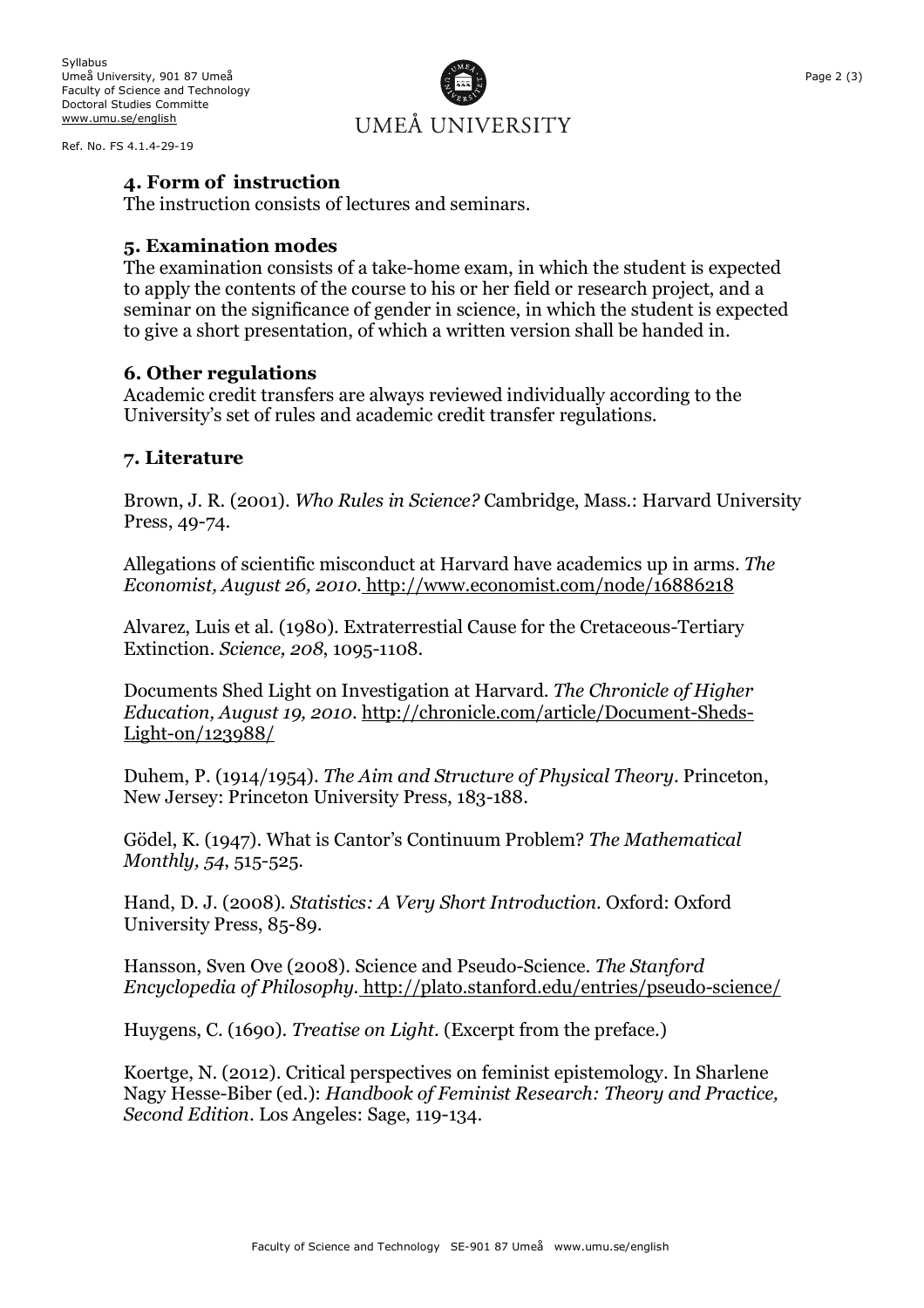## 4. Form of instruction

The instruction consists of lectures and seminars.

## 5. Examination modes

The examination consists of a take-home exam, in which the student is expected to apply the contents of the course to his or her field or research project, and a seminar on the significance of gender in science, in which the student is expected to give a short presentation, of which a written version shall be handed in.

## 6. Other regulations

Academic credit transfers are always reviewed individually according to the University's set of rules and academic credit transfer regulations.

## 7. Literature

Brown, J. R. (2001). *Who Rules in Science?* Cambridge, Mass.: Harvard University Press, 49-74.

Allegations of scientific misconduct at Harvard have academics up in arms. *The Economist, August 26, 2010.* http://www.economist.com/node/16886218

Alvarez, Luis et al. (1980). Extraterrestial Cause for the Cretaceous-Tertiary Extinction. *Science, 208*, 1095-1108.

Documents Shed Light on Investigation at Harvard. *The Chronicle of Higher Education, August 19, 2010*. http://chronicle.com/article/Document-Sheds-Light-on/123988/

Duhem, P. (1914/1954). *The Aim and Structure of Physical Theory*. Princeton, New Jersey: Princeton University Press, 183-188.

Gödel, K. (1947). What is Cantor's Continuum Problem? *The Mathematical Monthly, 54*, 515-525.

Hand, D. J. (2008). *Statistics: A Very Short Introduction*. Oxford: Oxford University Press, 85-89.

Hansson, Sven Ove (2008). Science and Pseudo-Science. *The Stanford Encyclopedia of Philosophy.* http://plato.stanford.edu/entries/pseudo-science/

Huygens, C. (1690). *Treatise on Light*. (Excerpt from the preface.)

Koertge, N. (2012). Critical perspectives on feminist epistemology. In Sharlene Nagy Hesse-Biber (ed.): *Handbook of Feminist Research: Theory and Practice, Second Edition*. Los Angeles: Sage, 119-134.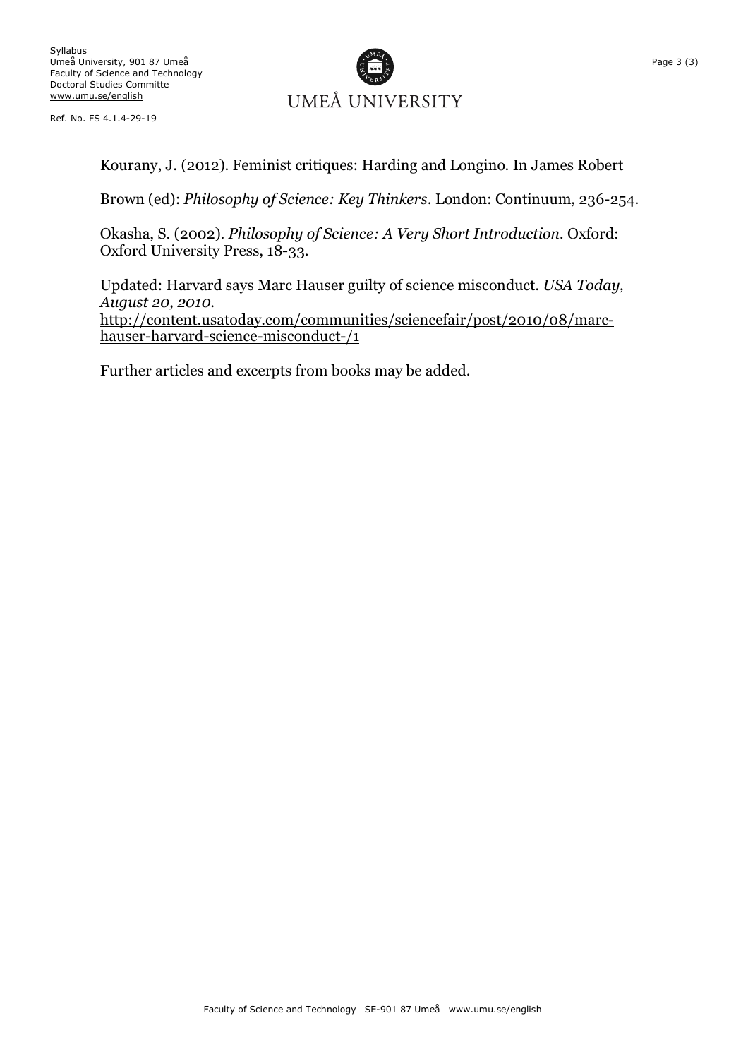Kourany, J. (2012). Feminist critiques: Harding and Longino. In James Robert

Brown (ed): *Philosophy of Science: Key Thinkers*. London: Continuum, 236-254.

Okasha, S. (2002). *Philosophy of Science: A Very Short Introduction*. Oxford: Oxford University Press, 18-33.

Updated: Harvard says Marc Hauser guilty of science misconduct. *USA Today, August 20, 2010.*
http://content.usatoday.com/communities/sciencefair/post/2010/08/marc-hauser-harvard-science-misconduct-/1

Further articles and excerpts from books may be added.